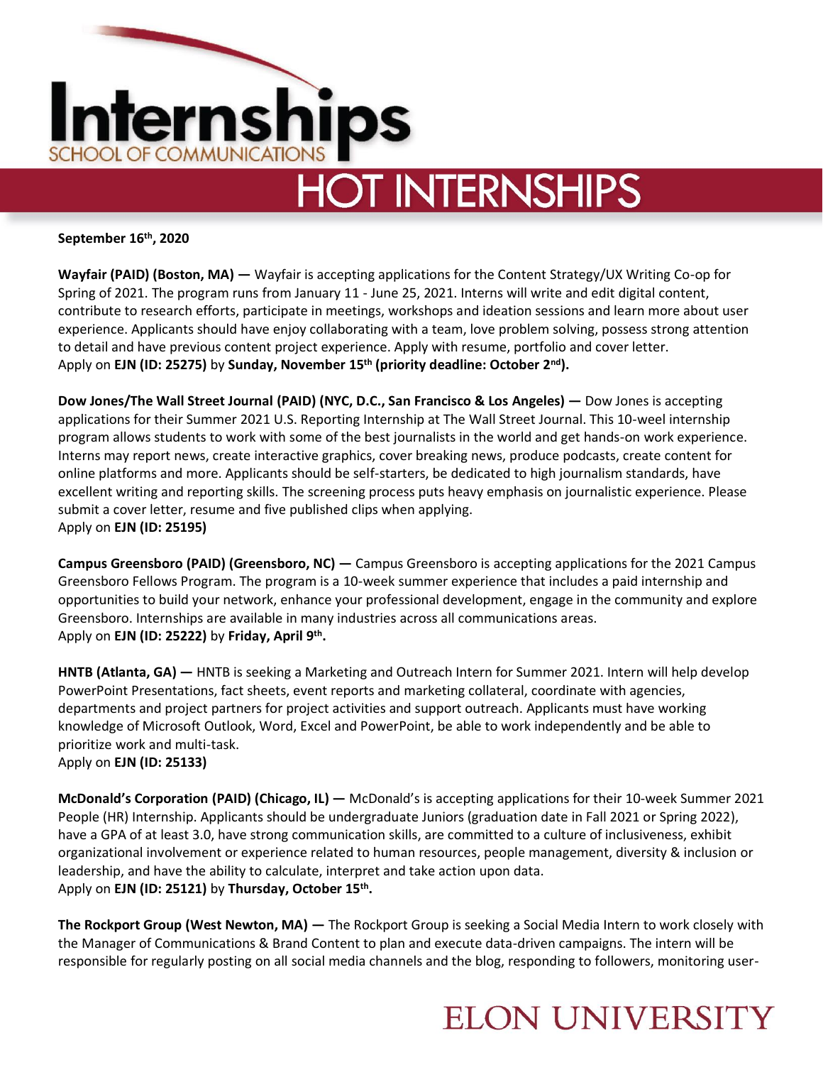# Internships

SCHOOL OF COMMUNICATIONS

## HOT INTERNSHIPS

**September 16th, 2020**

**Wayfair (PAID) (Boston, MA) —** Wayfair is accepting applications for the Content Strategy/UX Writing Co-op for Spring of 2021. The program runs from January 11 - June 25, 2021. Interns will write and edit digital content, contribute to research efforts, participate in meetings, workshops and ideation sessions and learn more about user experience. Applicants should have enjoy collaborating with a team, love problem solving, possess strong attention to detail and have previous content project experience. Apply with resume, portfolio and cover letter.
Apply on **EJN (ID: 25275)** by **Sunday, November 15th (priority deadline: October 2nd).**

**Dow Jones/The Wall Street Journal (PAID) (NYC, D.C., San Francisco & Los Angeles) —** Dow Jones is accepting applications for their Summer 2021 U.S. Reporting Internship at The Wall Street Journal. This 10-weel internship program allows students to work with some of the best journalists in the world and get hands-on work experience. Interns may report news, create interactive graphics, cover breaking news, produce podcasts, create content for online platforms and more. Applicants should be self-starters, be dedicated to high journalism standards, have excellent writing and reporting skills. The screening process puts heavy emphasis on journalistic experience. Please submit a cover letter, resume and five published clips when applying.
Apply on **EJN (ID: 25195)**

**Campus Greensboro (PAID) (Greensboro, NC) —** Campus Greensboro is accepting applications for the 2021 Campus Greensboro Fellows Program. The program is a 10-week summer experience that includes a paid internship and opportunities to build your network, enhance your professional development, engage in the community and explore Greensboro. Internships are available in many industries across all communications areas.
Apply on **EJN (ID: 25222)** by **Friday, April 9th.**

**HNTB (Atlanta, GA) —** HNTB is seeking a Marketing and Outreach Intern for Summer 2021. Intern will help develop PowerPoint Presentations, fact sheets, event reports and marketing collateral, coordinate with agencies, departments and project partners for project activities and support outreach. Applicants must have working knowledge of Microsoft Outlook, Word, Excel and PowerPoint, be able to work independently and be able to prioritize work and multi-task.
Apply on **EJN (ID: 25133)**

**McDonald's Corporation (PAID) (Chicago, IL) —** McDonald's is accepting applications for their 10-week Summer 2021 People (HR) Internship. Applicants should be undergraduate Juniors (graduation date in Fall 2021 or Spring 2022), have a GPA of at least 3.0, have strong communication skills, are committed to a culture of inclusiveness, exhibit organizational involvement or experience related to human resources, people management, diversity & inclusion or leadership, and have the ability to calculate, interpret and take action upon data.
Apply on **EJN (ID: 25121)** by **Thursday, October 15th.**

**The Rockport Group (West Newton, MA) —** The Rockport Group is seeking a Social Media Intern to work closely with the Manager of Communications & Brand Content to plan and execute data-driven campaigns. The intern will be responsible for regularly posting on all social media channels and the blog, responding to followers, monitoring user-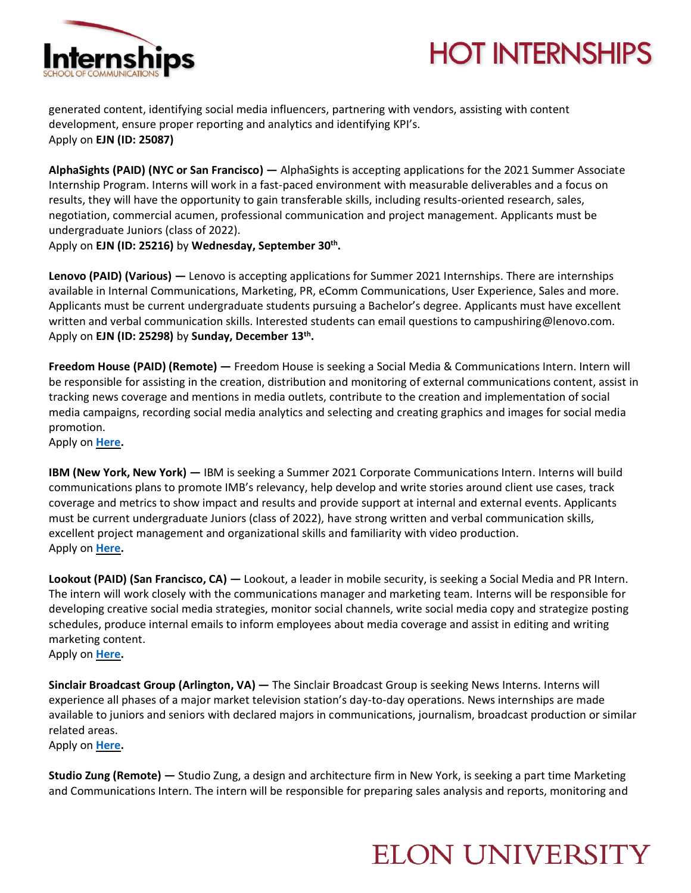generated content, identifying social media influencers, partnering with vendors, assisting with content development, ensure proper reporting and analytics and identifying KPI's.
Apply on **EJN (ID: 25087)**

**AlphaSights (PAID) (NYC or San Francisco) —** AlphaSights is accepting applications for the 2021 Summer Associate Internship Program. Interns will work in a fast-paced environment with measurable deliverables and a focus on results, they will have the opportunity to gain transferable skills, including results-oriented research, sales, negotiation, commercial acumen, professional communication and project management. Applicants must be undergraduate Juniors (class of 2022).
Apply on **EJN (ID: 25216)** by **Wednesday, September 30th.**

**Lenovo (PAID) (Various) —** Lenovo is accepting applications for Summer 2021 Internships. There are internships available in Internal Communications, Marketing, PR, eComm Communications, User Experience, Sales and more. Applicants must be current undergraduate students pursuing a Bachelor's degree. Applicants must have excellent written and verbal communication skills. Interested students can email questions to campushiring@lenovo.com.
Apply on **EJN (ID: 25298)** by **Sunday, December 13th.**

**Freedom House (PAID) (Remote) —** Freedom House is seeking a Social Media & Communications Intern. Intern will be responsible for assisting in the creation, distribution and monitoring of external communications content, assist in tracking news coverage and mentions in media outlets, contribute to the creation and implementation of social media campaigns, recording social media analytics and selecting and creating graphics and images for social media promotion.
Apply on **Here.**

**IBM (New York, New York) —** IBM is seeking a Summer 2021 Corporate Communications Intern. Interns will build communications plans to promote IMB's relevancy, help develop and write stories around client use cases, track coverage and metrics to show impact and results and provide support at internal and external events. Applicants must be current undergraduate Juniors (class of 2022), have strong written and verbal communication skills, excellent project management and organizational skills and familiarity with video production.
Apply on **Here.**

**Lookout (PAID) (San Francisco, CA) —** Lookout, a leader in mobile security, is seeking a Social Media and PR Intern. The intern will work closely with the communications manager and marketing team. Interns will be responsible for developing creative social media strategies, monitor social channels, write social media copy and strategize posting schedules, produce internal emails to inform employees about media coverage and assist in editing and writing marketing content.
Apply on **Here.**

**Sinclair Broadcast Group (Arlington, VA) —** The Sinclair Broadcast Group is seeking News Interns. Interns will experience all phases of a major market television station's day-to-day operations. News internships are made available to juniors and seniors with declared majors in communications, journalism, broadcast production or similar related areas.
Apply on **Here.**

**Studio Zung (Remote) —** Studio Zung, a design and architecture firm in New York, is seeking a part time Marketing and Communications Intern. The intern will be responsible for preparing sales analysis and reports, monitoring and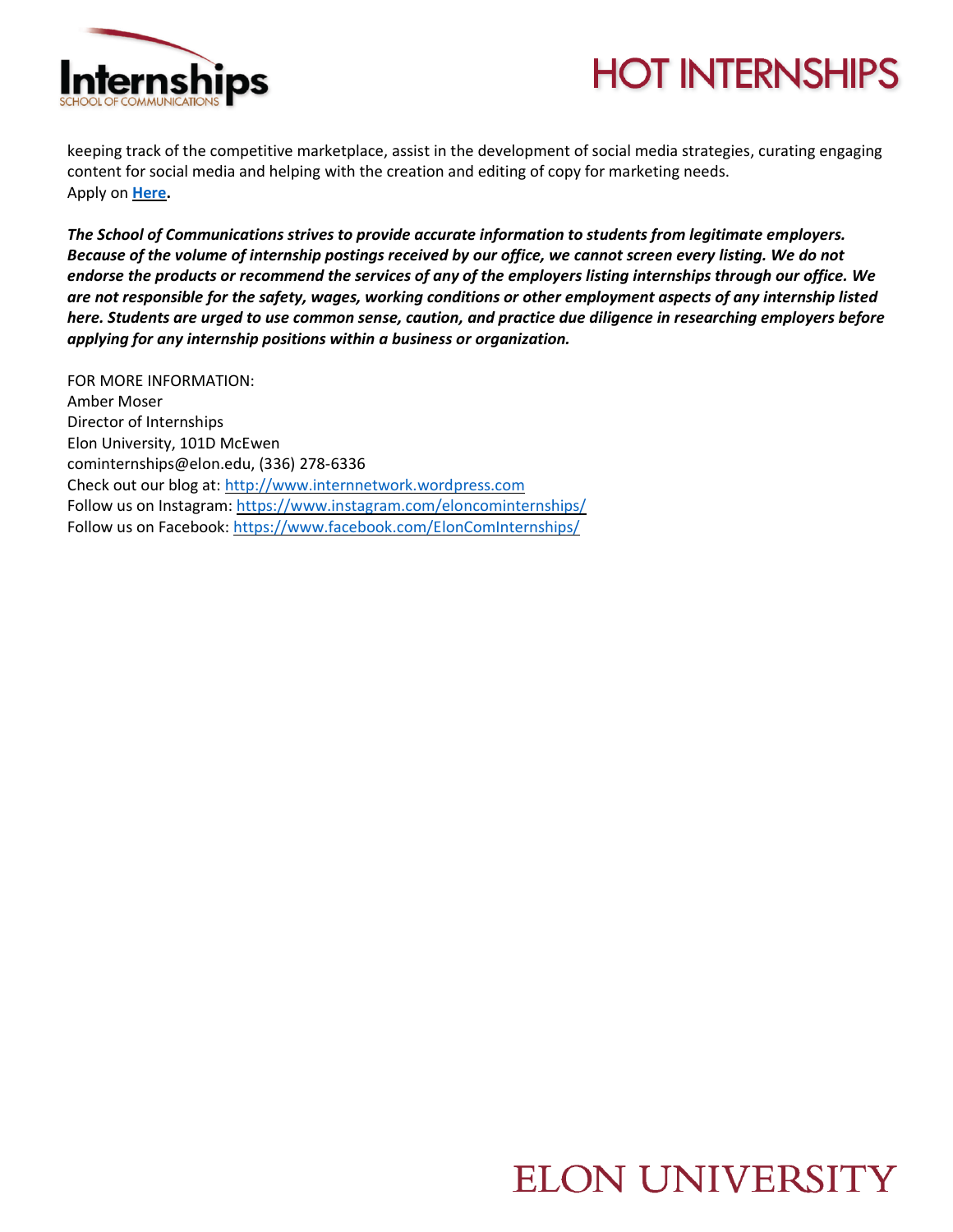keeping track of the competitive marketplace, assist in the development of social media strategies, curating engaging content for social media and helping with the creation and editing of copy for marketing needs.
Apply on **Here.**

***The School of Communications strives to provide accurate information to students from legitimate employers. Because of the volume of internship postings received by our office, we cannot screen every listing. We do not endorse the products or recommend the services of any of the employers listing internships through our office. We are not responsible for the safety, wages, working conditions or other employment aspects of any internship listed here. Students are urged to use common sense, caution, and practice due diligence in researching employers before applying for any internship positions within a business or organization.***

FOR MORE INFORMATION:
Amber Moser
Director of Internships
Elon University, 101D McEwen
cominternships@elon.edu, (336) 278-6336
Check out our blog at: http://www.internnetwork.wordpress.com
Follow us on Instagram: https://www.instagram.com/eloncominternships/
Follow us on Facebook: https://www.facebook.com/ElonComInternships/